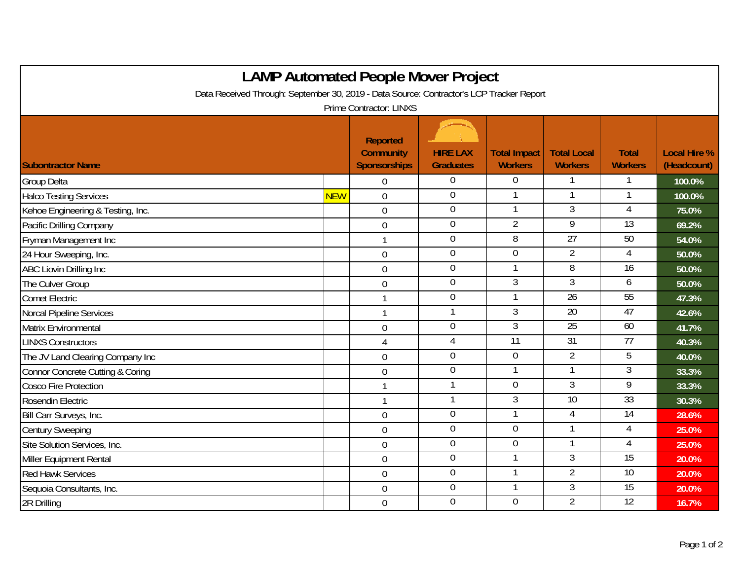# LAMP Automated People Mover Project

Data Received Through: September 30, 2019 - Data Source: Contractor's LCP Tracker Report

Prime Contractor: LINXS

| Subontractor Name | | Reported Community Sponsorships | HIRE LAX Graduates | Total Impact Workers | Total Local Workers | Total Workers | Local Hire % (Headcount) |
|---|---|---|---|---|---|---|---|
| Group Delta | | 0 | 0 | 0 | 1 | 1 | 100.0% |
| Halco Testing Services | NEW | 0 | 0 | 1 | 1 | 1 | 100.0% |
| Kehoe Engineering & Testing, Inc. | | 0 | 0 | 1 | 3 | 4 | 75.0% |
| Pacific Drilling Company | | 0 | 0 | 2 | 9 | 13 | 69.2% |
| Fryman Management Inc | | 1 | 0 | 8 | 27 | 50 | 54.0% |
| 24 Hour Sweeping, Inc. | | 0 | 0 | 0 | 2 | 4 | 50.0% |
| ABC Liovin Drilling Inc | | 0 | 0 | 1 | 8 | 16 | 50.0% |
| The Culver Group | | 0 | 0 | 3 | 3 | 6 | 50.0% |
| Comet Electric | | 1 | 0 | 1 | 26 | 55 | 47.3% |
| Norcal Pipeline Services | | 1 | 1 | 3 | 20 | 47 | 42.6% |
| Matrix Environmental | | 0 | 0 | 3 | 25 | 60 | 41.7% |
| LINXS Constructors | | 4 | 4 | 11 | 31 | 77 | 40.3% |
| The JV Land Clearing Company Inc | | 0 | 0 | 0 | 2 | 5 | 40.0% |
| Connor Concrete Cutting & Coring | | 0 | 0 | 1 | 1 | 3 | 33.3% |
| Cosco Fire Protection | | 1 | 1 | 0 | 3 | 9 | 33.3% |
| Rosendin Electric | | 1 | 1 | 3 | 10 | 33 | 30.3% |
| Bill Carr Surveys, Inc. | | 0 | 0 | 1 | 4 | 14 | 28.6% |
| Century Sweeping | | 0 | 0 | 0 | 1 | 4 | 25.0% |
| Site Solution Services, Inc. | | 0 | 0 | 0 | 1 | 4 | 25.0% |
| Miller Equipment Rental | | 0 | 0 | 1 | 3 | 15 | 20.0% |
| Red Hawk Services | | 0 | 0 | 1 | 2 | 10 | 20.0% |
| Sequoia Consultants, Inc. | | 0 | 0 | 1 | 3 | 15 | 20.0% |
| 2R Drilling | | 0 | 0 | 0 | 2 | 12 | 16.7% |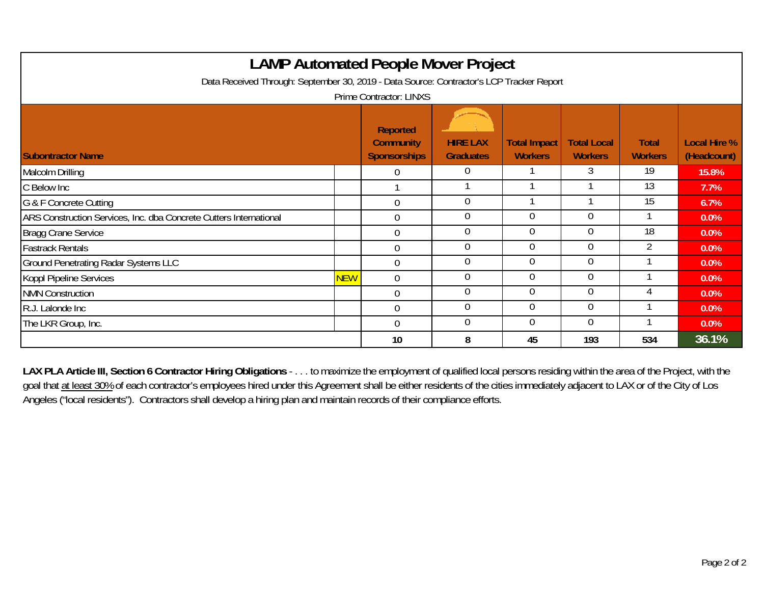# LAMP Automated People Mover Project

Data Received Through: September 30, 2019 - Data Source: Contractor's LCP Tracker Report

Prime Contractor: LINXS

| Subontractor Name | | Reported Community Sponsorships | HIRE LAX Graduates | Total Impact Workers | Total Local Workers | Total Workers | Local Hire % (Headcount) |
|---|---|---|---|---|---|---|---|
| Malcolm Drilling | | 0 | 0 | 1 | 3 | 19 | 15.8% |
| C Below Inc | | 1 | 1 | 1 | 1 | 13 | 7.7% |
| G & F Concrete Cutting | | 0 | 0 | 1 | 1 | 15 | 6.7% |
| ARS Construction Services, Inc. dba Concrete Cutters International | | 0 | 0 | 0 | 0 | 1 | 0.0% |
| Bragg Crane Service | | 0 | 0 | 0 | 0 | 18 | 0.0% |
| Fastrack Rentals | | 0 | 0 | 0 | 0 | 2 | 0.0% |
| Ground Penetrating Radar Systems LLC | | 0 | 0 | 0 | 0 | 1 | 0.0% |
| Koppl Pipeline Services | NEW | 0 | 0 | 0 | 0 | 1 | 0.0% |
| NMN Construction | | 0 | 0 | 0 | 0 | 4 | 0.0% |
| R.J. Lalonde Inc | | 0 | 0 | 0 | 0 | 1 | 0.0% |
| The LKR Group, Inc. | | 0 | 0 | 0 | 0 | 1 | 0.0% |
| | | 10 | 8 | 45 | 193 | 534 | 36.1% |

**LAX PLA Article III, Section 6 Contractor Hiring Obligations** - . . . to maximize the employment of qualified local persons residing within the area of the Project, with the goal that at least 30% of each contractor's employees hired under this Agreement shall be either residents of the cities immediately adjacent to LAX or of the City of Los Angeles ("local residents"). Contractors shall develop a hiring plan and maintain records of their compliance efforts.